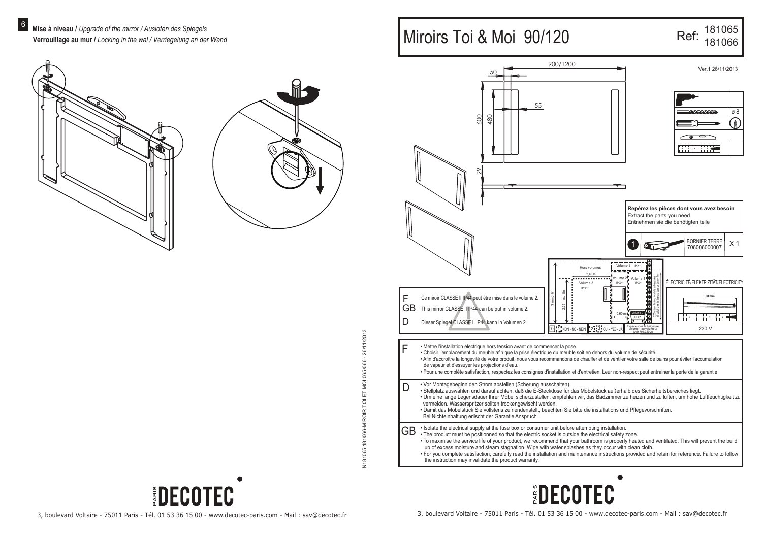6 **Mise à niveau /** *Upgrade of the mirror / Ausloten des Spiegels*
**Verrouillage au mur /** *Locking in the wal / Verriegelung an der Wand*

# Miroirs Toi & Moi 90/120

Ref: 181065 181066

Ver.1 26/11/2013

900/1200

50

55

600

480

29

ø 8

**Repérez les pièces dont vous avez besoin**
Extract the parts you need
Entnehmen sie die benötigten teile

| | | | |
|---|---|---|---|
| 1 | | BORNIER TERRE 706006000007 | X 1 |

ÉLECTRICITÉ/ELEKTRIZITÄT/ELECTRICITY

80 mm

230 V

Hors volumes — Volume 3 IP X1 — Volume 2 IP X4 — Volume 1 IP X4 — Volume 0 IP X7 — 2,40 m — 3 m sol fini — 2,25 m sol fini — 0,60 m

0 NON - NO - NEIN — 2 3 OUI - YES - JA

Espace sous la baignoire Volume 1 ou volume 3 (voir 701.320.2)

F Ce miroir CLASSE II IP44 peut être mise dans le volume 2.
GB This mirror CLASSE II IP44 can be put in volume 2.
D Dieser Spiegel CLASSE II IP44 kann in Volumen 2.

**F**

- Mettre l'installation électrique hors tension avant de commencer la pose.
- Choisir l'emplacement du meuble afin que la prise électrique du meuble soit en dehors du volume de sécurité.
- Afin d'accroître la longévité de votre produit, nous vous recommandons de chauffer et de ventiler votre salle de bains pour éviter l'accumulation de vapeur et d'essuyer les projections d'eau.
- Pour une complète satisfaction, respectez les consignes d'installation et d'entretien. Leur non-respect peut entrainer la perte de la garantie

**D**

- Vor Montagebeginn den Strom abstellen (Scherung ausschalten).
- Stellplatz auswählen und darauf achten, daß die E-Steckdose für das Möbelstück außerhalb des Sicherheitsbereiches liegt.
- Um eine lange Legensdauer Ihrer Möbel sicherzustellen, empfehlen wir, das Badzimmer zu heizen und zu lüften, um hohe Luftfeuchtigkeit zu vermeiden. Wasserspritzer sollten trockengewischt werden.
- Damit das Möbelstück Sie vollstens zufriendenstellt, beachten Sie bitte die installations und Pflegevorschriften. Bei Nichteinhaltung erlischt der Garantie Anspruch.

**GB**

- Isolate the electrical supply at the fuse box or consumer unit before attempting installation.
- The product must be positionned so that the electric socket is outside the electrical safety zone.
- To maximise the service life of your product, we recommend that your bathroom is properly heated and ventilated. This will prevent the build up of excess moisture and steam stagnation. Wipe with water splashes as they occur with clean cloth.
- For you complete satisfaction, carefully read the installation and maintenance instructions provided and retain for reference. Failure to follow the instruction may invalidate the product warranty.

N181065 181066-MIROIR TOI ET MOI 065/066 - 26/11/2013

PARIS DECOTEC

3, boulevard Voltaire - 75011 Paris - Tél. 01 53 36 15 00 - www.decotec-paris.com - Mail : sav@decotec.fr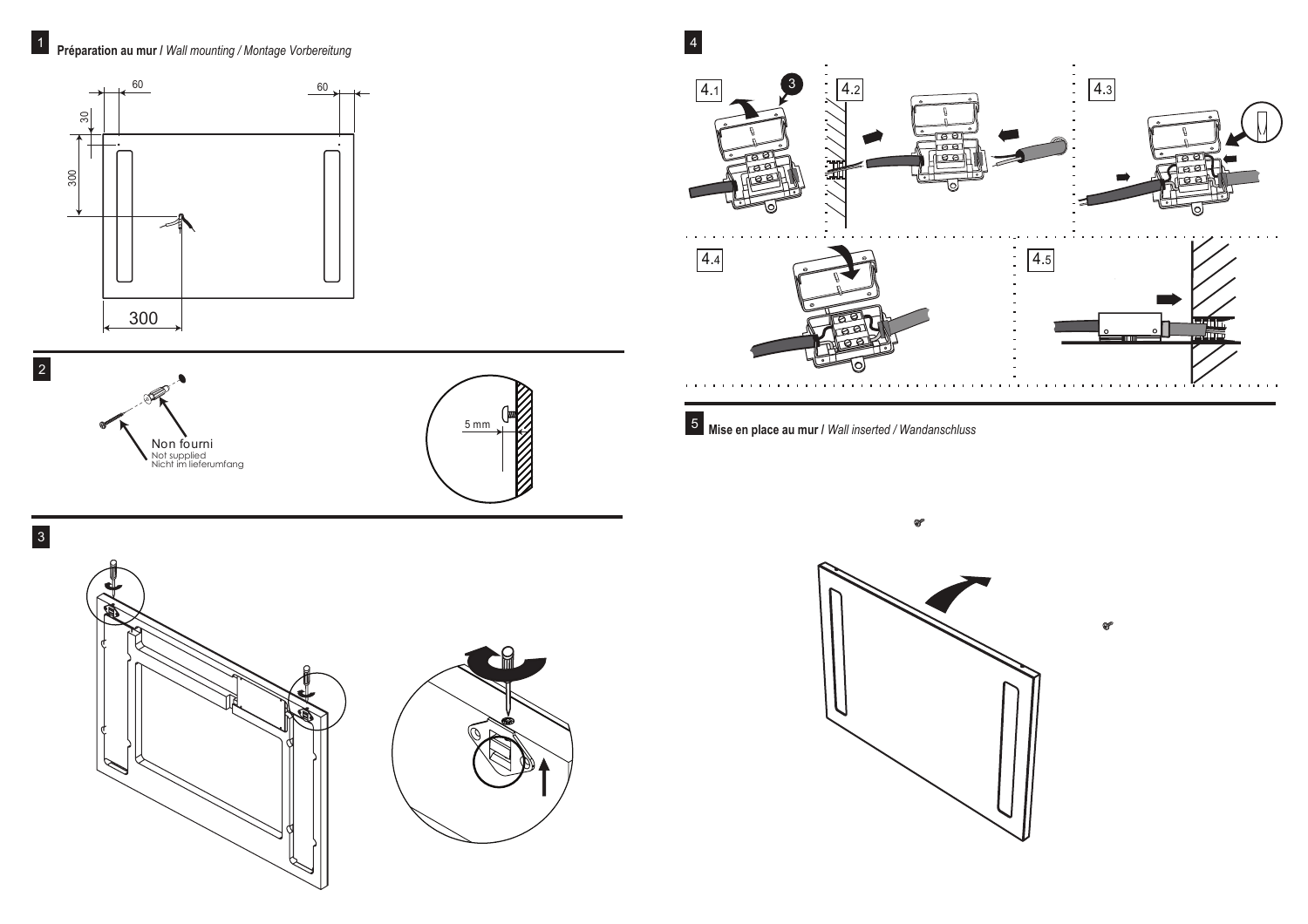## 1 Préparation au mur / *Wall mounting / Montage Vorbereitung*

60

60

30

300

300

## 2

Non fourni
Not supplied
Nicht im lieferumfang

5 mm

## 3

## 4

4.1

3

4.2

4.3

4.4

4.5

## 5 Mise en place au mur / *Wall inserted / Wandanschluss*